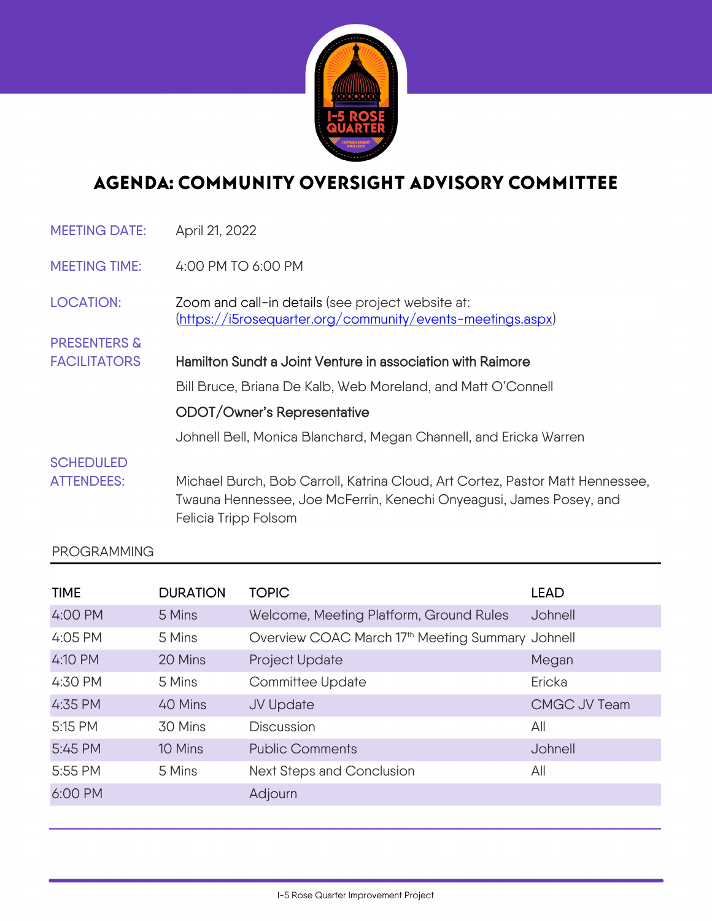# AGENDA: COMMUNITY OVERSIGHT ADVISORY COMMITTEE

**MEETING DATE:** April 21, 2022

**MEETING TIME:** 4:00 PM TO 6:00 PM

**LOCATION:** Zoom and call-in details (see project website at: (https://i5rosequarter.org/community/events-meetings.aspx)

**PRESENTERS & FACILITATORS**

Hamilton Sundt a Joint Venture in association with Raimore

Bill Bruce, Briana De Kalb, Web Moreland, and Matt O'Connell

ODOT/Owner's Representative

Johnell Bell, Monica Blanchard, Megan Channell, and Ericka Warren

**SCHEDULED ATTENDEES:** Michael Burch, Bob Carroll, Katrina Cloud, Art Cortez, Pastor Matt Hennessee, Twauna Hennessee, Joe McFerrin, Kenechi Onyeagusi, James Posey, and Felicia Tripp Folsom

## PROGRAMMING

| TIME | DURATION | TOPIC | LEAD |
|---|---|---|---|
| 4:00 PM | 5 Mins | Welcome, Meeting Platform, Ground Rules | Johnell |
| 4:05 PM | 5 Mins | Overview COAC March 17th Meeting Summary | Johnell |
| 4:10 PM | 20 Mins | Project Update | Megan |
| 4:30 PM | 5 Mins | Committee Update | Ericka |
| 4:35 PM | 40 Mins | JV Update | CMGC JV Team |
| 5:15 PM | 30 Mins | Discussion | All |
| 5:45 PM | 10 Mins | Public Comments | Johnell |
| 5:55 PM | 5 Mins | Next Steps and Conclusion | All |
| 6:00 PM | | Adjourn | |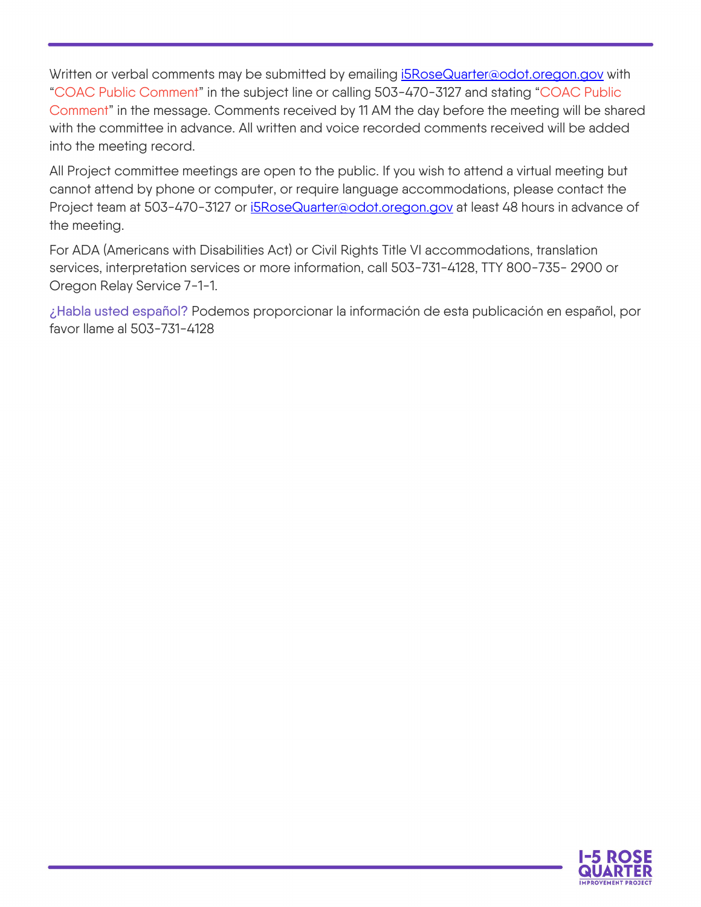Written or verbal comments may be submitted by emailing i5RoseQuarter@odot.oregon.gov with "COAC Public Comment" in the subject line or calling 503-470-3127 and stating "COAC Public Comment" in the message. Comments received by 11 AM the day before the meeting will be shared with the committee in advance. All written and voice recorded comments received will be added into the meeting record.

All Project committee meetings are open to the public. If you wish to attend a virtual meeting but cannot attend by phone or computer, or require language accommodations, please contact the Project team at 503-470-3127 or i5RoseQuarter@odot.oregon.gov at least 48 hours in advance of the meeting.

For ADA (Americans with Disabilities Act) or Civil Rights Title VI accommodations, translation services, interpretation services or more information, call 503-731-4128, TTY 800-735- 2900 or Oregon Relay Service 7-1-1.

¿Habla usted español? Podemos proporcionar la información de esta publicación en español, por favor llame al 503-731-4128